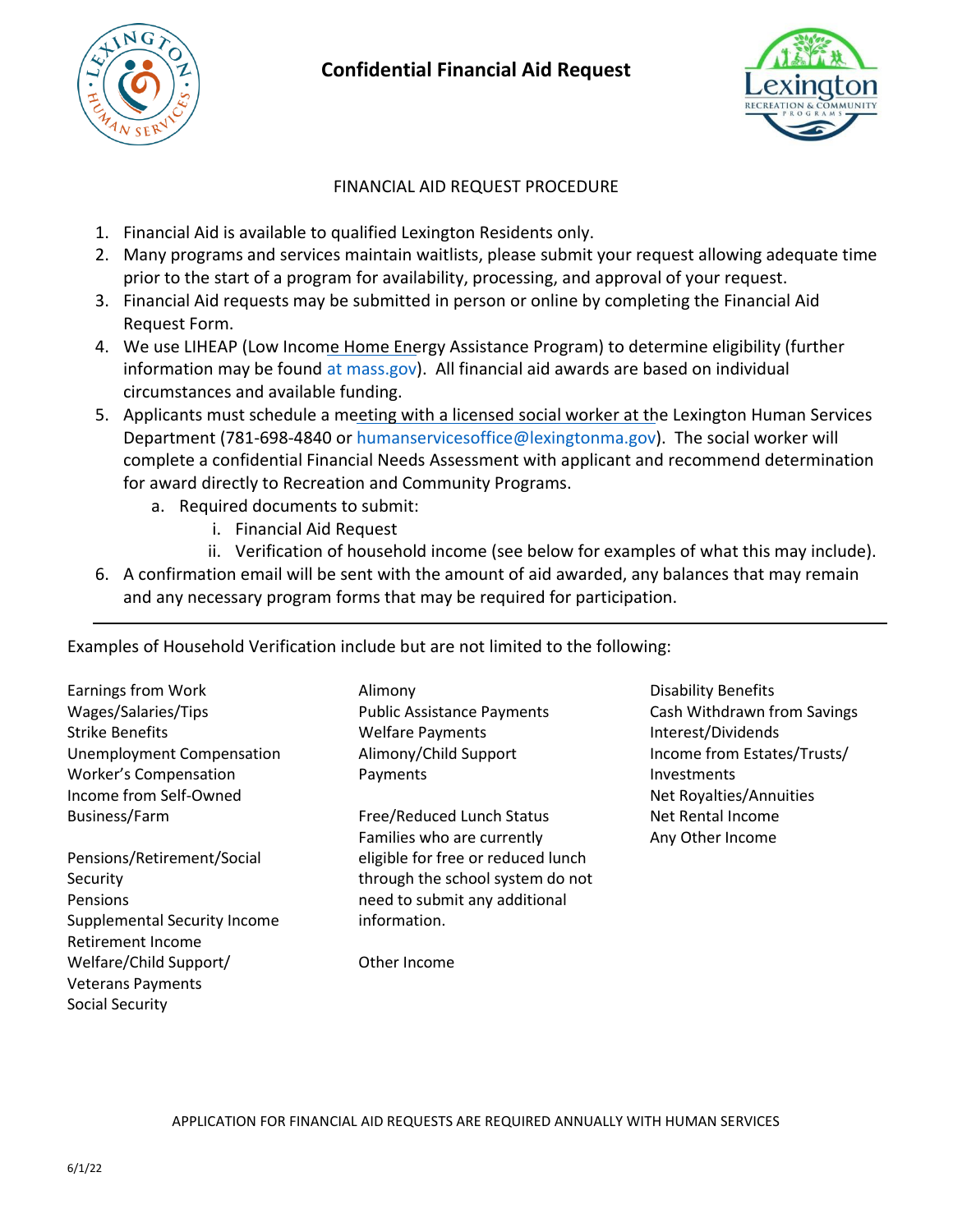# Confidential Financial Aid Request

## FINANCIAL AID REQUEST PROCEDURE

1. Financial Aid is available to qualified Lexington Residents only.
2. Many programs and services maintain waitlists, please submit your request allowing adequate time prior to the start of a program for availability, processing, and approval of your request.
3. Financial Aid requests may be submitted in person or online by completing the Financial Aid Request Form.
4. We use LIHEAP (Low Income Home Energy Assistance Program) to determine eligibility (further information may be found at mass.gov). All financial aid awards are based on individual circumstances and available funding.
5. Applicants must schedule a meeting with a licensed social worker at the Lexington Human Services Department (781-698-4840 or humanservicesoffice@lexingtonma.gov). The social worker will complete a confidential Financial Needs Assessment with applicant and recommend determination for award directly to Recreation and Community Programs.
   a. Required documents to submit:
      i. Financial Aid Request
      ii. Verification of household income (see below for examples of what this may include).
6. A confirmation email will be sent with the amount of aid awarded, any balances that may remain and any necessary program forms that may be required for participation.

---

Examples of Household Verification include but are not limited to the following:

Earnings from Work
Wages/Salaries/Tips
Strike Benefits
Unemployment Compensation
Worker's Compensation
Income from Self-Owned Business/Farm

Pensions/Retirement/Social Security
Pensions
Supplemental Security Income
Retirement Income
Welfare/Child Support/ Veterans Payments
Social Security

Alimony
Public Assistance Payments
Welfare Payments
Alimony/Child Support Payments

Free/Reduced Lunch Status
Families who are currently eligible for free or reduced lunch through the school system do not need to submit any additional information.

Other Income

Disability Benefits
Cash Withdrawn from Savings
Interest/Dividends
Income from Estates/Trusts/ Investments
Net Royalties/Annuities
Net Rental Income
Any Other Income

APPLICATION FOR FINANCIAL AID REQUESTS ARE REQUIRED ANNUALLY WITH HUMAN SERVICES

6/1/22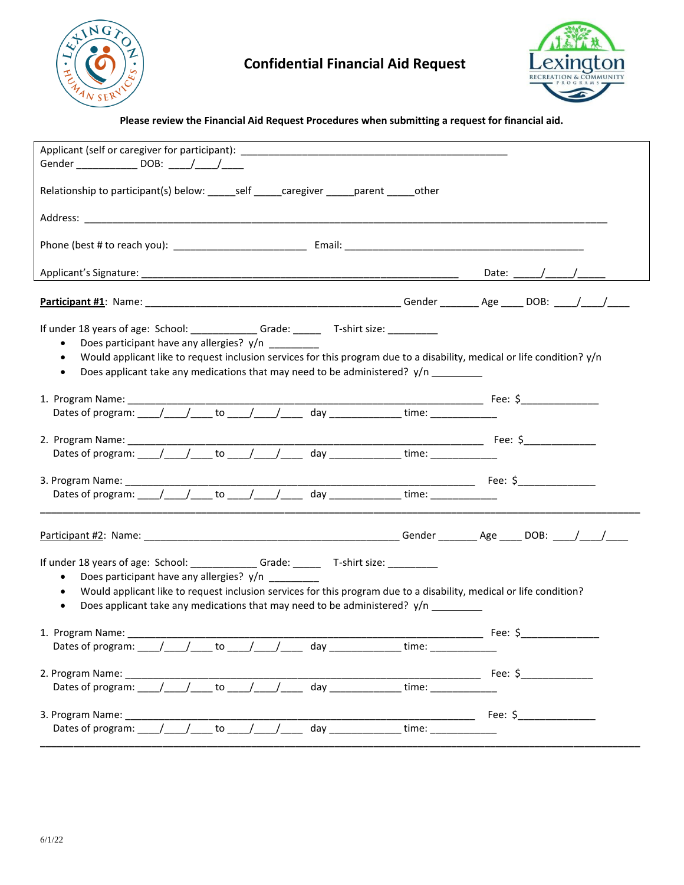# Confidential Financial Aid Request

**Please review the Financial Aid Request Procedures when submitting a request for financial aid.**

Applicant (self or caregiver for participant): ________________________________________________
Gender ___________ DOB: ____/____/____

Relationship to participant(s) below: _____self _____caregiver _____parent _____other

Address: ____________________________________________________________________________________________

Phone (best # to reach you): ________________________ Email: ___________________________________________

Applicant's Signature: __________________________________________________________ Date: _____/_____/_____

**Participant #1**: Name: _______________________________________________ Gender _______ Age ____ DOB: ____/____/____

If under 18 years of age: School: ____________ Grade: _____ T-shirt size: _________

- Does participant have any allergies? y/n _________
- Would applicant like to request inclusion services for this program due to a disability, medical or life condition? y/n
- Does applicant take any medications that may need to be administered? y/n _________

1. Program Name: _________________________________________________________________ Fee: $______________
   Dates of program: ____/____/____ to ____/____/____ day _____________ time: ____________

2. Program Name: _________________________________________________________________ Fee: $_____________
   Dates of program: ____/____/____ to ____/____/____ day _____________ time: ____________

3. Program Name: _________________________________________________________________ Fee: $______________
   Dates of program: ____/____/____ to ____/____/____ day _____________ time: ____________

---

Participant #2: Name: _______________________________________________ Gender _______ Age ____ DOB: ____/____/____

If under 18 years of age: School: ____________ Grade: _____ T-shirt size: _________

- Does participant have any allergies? y/n _________
- Would applicant like to request inclusion services for this program due to a disability, medical or life condition?
- Does applicant take any medications that may need to be administered? y/n _________

1. Program Name: _________________________________________________________________ Fee: $______________
   Dates of program: ____/____/____ to ____/____/____ day _____________ time: ____________

2. Program Name: _________________________________________________________________ Fee: $_____________
   Dates of program: ____/____/____ to ____/____/____ day _____________ time: ____________

3. Program Name: _________________________________________________________________ Fee: $______________
   Dates of program: ____/____/____ to ____/____/____ day _____________ time: ____________

---

6/1/22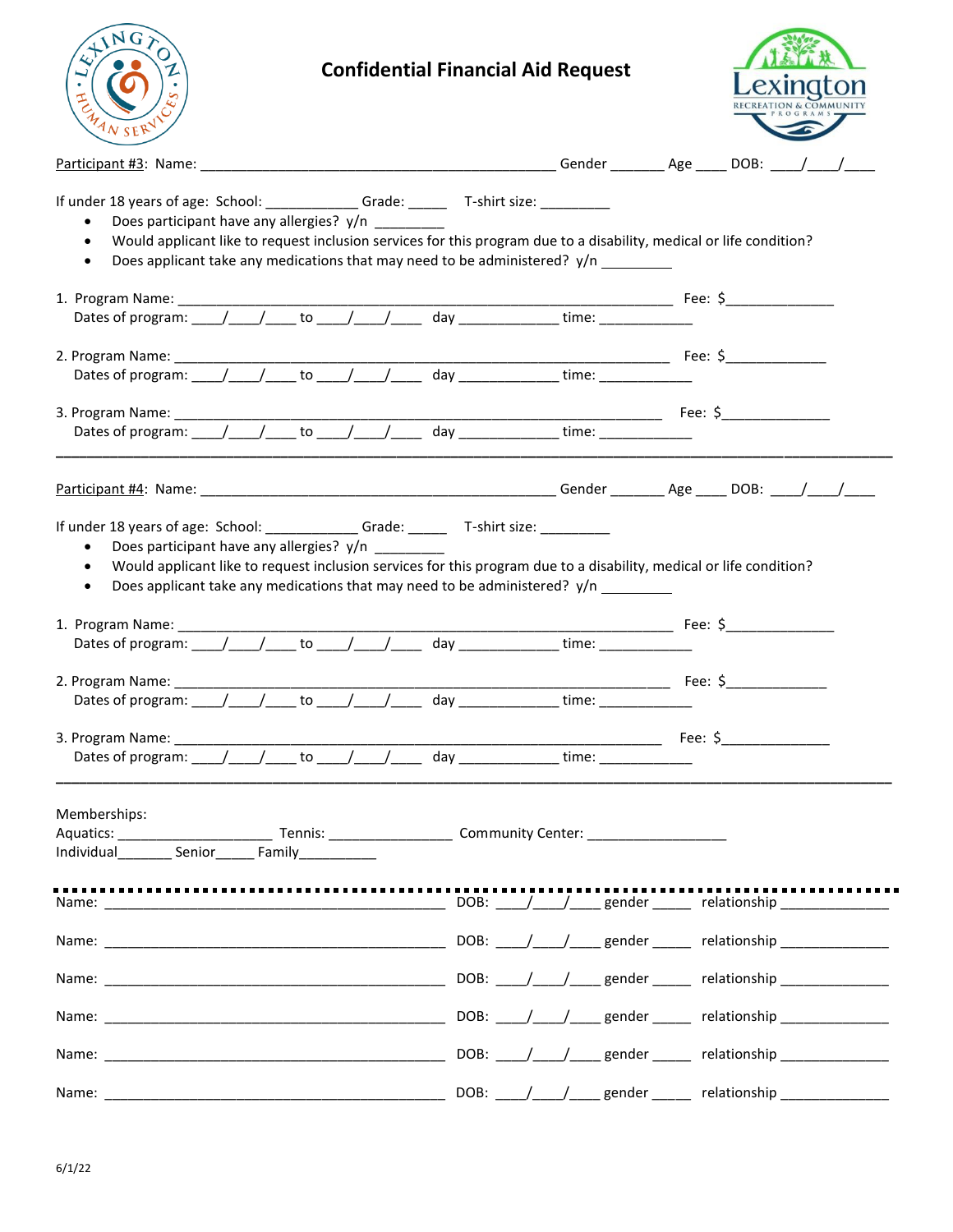# Confidential Financial Aid Request

Participant #3: Name: _______________________________________________ Gender _______ Age ____ DOB: ____/____/____

If under 18 years of age: School: ____________ Grade: _____ T-shirt size: _________

- Does participant have any allergies? y/n _________
- Would applicant like to request inclusion services for this program due to a disability, medical or life condition?
- Does applicant take any medications that may need to be administered? y/n _________

1. Program Name: _________________________________________________________________ Fee: $______________
   Dates of program: ____/____/____ to ____/____/____ day _____________ time: ____________

2. Program Name: _________________________________________________________________ Fee: $_____________
   Dates of program: ____/____/____ to ____/____/____ day _____________ time: ____________

3. Program Name: ________________________________________________________________ Fee: $______________
   Dates of program: ____/____/____ to ____/____/____ day _____________ time: ____________

---

Participant #4: Name: _______________________________________________ Gender _______ Age ____ DOB: ____/____/____

If under 18 years of age: School: ____________ Grade: _____ T-shirt size: _________

- Does participant have any allergies? y/n _________
- Would applicant like to request inclusion services for this program due to a disability, medical or life condition?
- Does applicant take any medications that may need to be administered? y/n _________

1. Program Name: _________________________________________________________________ Fee: $______________
   Dates of program: ____/____/____ to ____/____/____ day _____________ time: ____________

2. Program Name: _________________________________________________________________ Fee: $_____________
   Dates of program: ____/____/____ to ____/____/____ day _____________ time: ____________

3. Program Name: ________________________________________________________________ Fee: $______________
   Dates of program: ____/____/____ to ____/____/____ day _____________ time: ____________

---

Memberships:

Aquatics: ____________________ Tennis: ________________ Community Center: __________________

Individual_______ Senior_____ Family__________

---

Name: ____________________________________________ DOB: ____/____/____ gender _____ relationship ______________

Name: ____________________________________________ DOB: ____/____/____ gender _____ relationship ______________

Name: ____________________________________________ DOB: ____/____/____ gender _____ relationship ______________

Name: ____________________________________________ DOB: ____/____/____ gender _____ relationship ______________

Name: ____________________________________________ DOB: ____/____/____ gender _____ relationship ______________

Name: ____________________________________________ DOB: ____/____/____ gender _____ relationship ______________

6/1/22